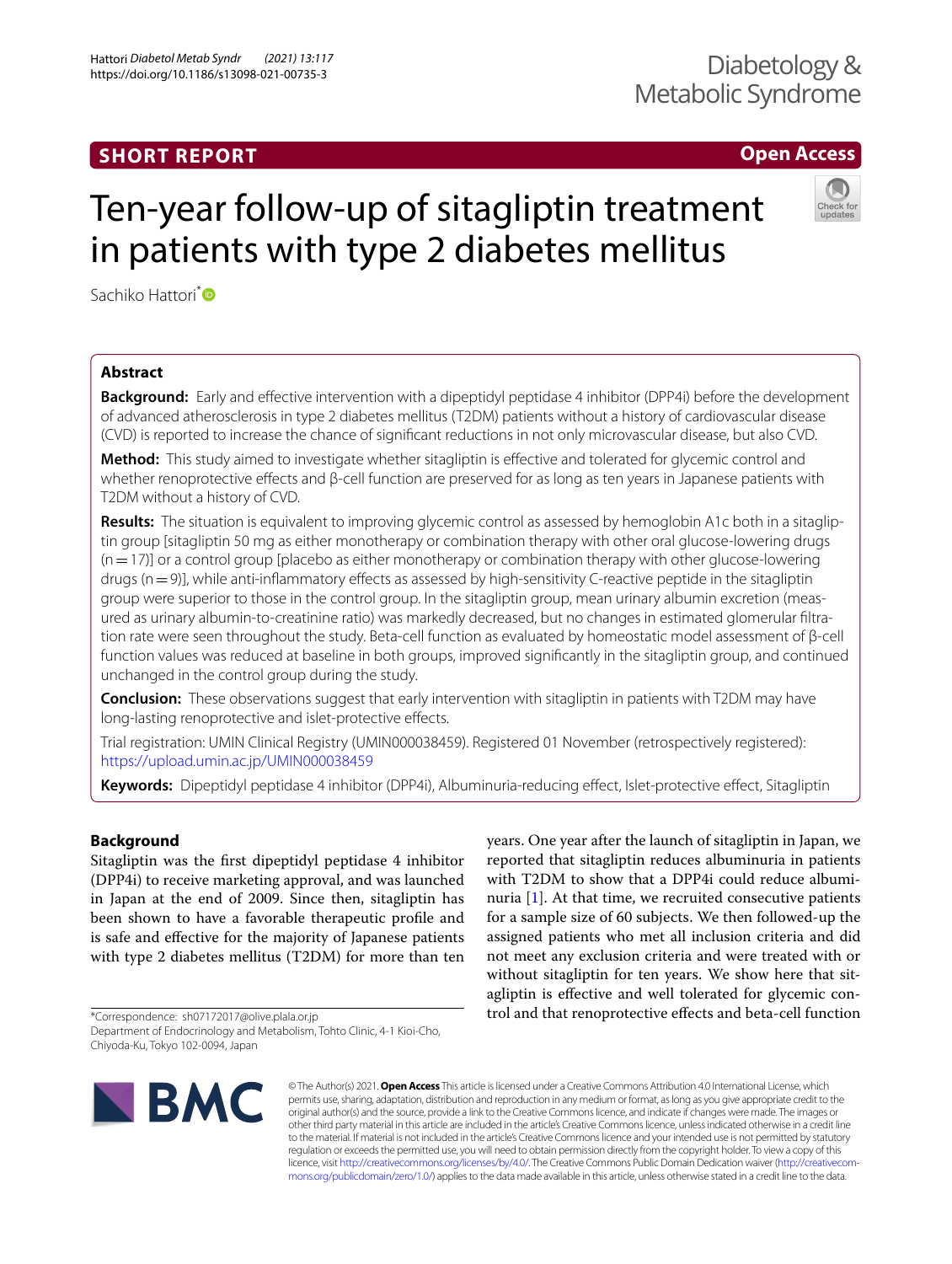SHORT REPORT

Open Access

# Ten-year follow-up of sitagliptin treatment in patients with type 2 diabetes mellitus

Sachiko Hattori*

## Abstract

**Background:** Early and effective intervention with a dipeptidyl peptidase 4 inhibitor (DPP4i) before the development of advanced atherosclerosis in type 2 diabetes mellitus (T2DM) patients without a history of cardiovascular disease (CVD) is reported to increase the chance of significant reductions in not only microvascular disease, but also CVD.

**Method:** This study aimed to investigate whether sitagliptin is effective and tolerated for glycemic control and whether renoprotective effects and β-cell function are preserved for as long as ten years in Japanese patients with T2DM without a history of CVD.

**Results:** The situation is equivalent to improving glycemic control as assessed by hemoglobin A1c both in a sitagliptin group [sitagliptin 50 mg as either monotherapy or combination therapy with other oral glucose-lowering drugs (n = 17)] or a control group [placebo as either monotherapy or combination therapy with other glucose-lowering drugs (n = 9)], while anti-inflammatory effects as assessed by high-sensitivity C-reactive peptide in the sitagliptin group were superior to those in the control group. In the sitagliptin group, mean urinary albumin excretion (measured as urinary albumin-to-creatinine ratio) was markedly decreased, but no changes in estimated glomerular filtration rate were seen throughout the study. Beta-cell function as evaluated by homeostatic model assessment of β-cell function values was reduced at baseline in both groups, improved significantly in the sitagliptin group, and continued unchanged in the control group during the study.

**Conclusion:** These observations suggest that early intervention with sitagliptin in patients with T2DM may have long-lasting renoprotective and islet-protective effects.

Trial registration: UMIN Clinical Registry (UMIN000038459). Registered 01 November (retrospectively registered): https://upload.umin.ac.jp/UMIN000038459

**Keywords:** Dipeptidyl peptidase 4 inhibitor (DPP4i), Albuminuria-reducing effect, Islet-protective effect, Sitagliptin

## Background

Sitagliptin was the first dipeptidyl peptidase 4 inhibitor (DPP4i) to receive marketing approval, and was launched in Japan at the end of 2009. Since then, sitagliptin has been shown to have a favorable therapeutic profile and is safe and effective for the majority of Japanese patients with type 2 diabetes mellitus (T2DM) for more than ten years. One year after the launch of sitagliptin in Japan, we reported that sitagliptin reduces albuminuria in patients with T2DM to show that a DPP4i could reduce albuminuria [1]. At that time, we recruited consecutive patients for a sample size of 60 subjects. We then followed-up the assigned patients who met all inclusion criteria and did not meet any exclusion criteria and were treated with or without sitagliptin for ten years. We show here that sitagliptin is effective and well tolerated for glycemic control and that renoprotective effects and beta-cell function

*Correspondence: sh07172017@olive.plala.or.jp
Department of Endocrinology and Metabolism, Tohto Clinic, 4-1 Kioi-Cho, Chiyoda-Ku, Tokyo 102-0094, Japan

© The Author(s) 2021. **Open Access** This article is licensed under a Creative Commons Attribution 4.0 International License, which permits use, sharing, adaptation, distribution and reproduction in any medium or format, as long as you give appropriate credit to the original author(s) and the source, provide a link to the Creative Commons licence, and indicate if changes were made. The images or other third party material in this article are included in the article's Creative Commons licence, unless indicated otherwise in a credit line to the material. If material is not included in the article's Creative Commons licence and your intended use is not permitted by statutory regulation or exceeds the permitted use, you will need to obtain permission directly from the copyright holder. To view a copy of this licence, visit http://creativecommons.org/licenses/by/4.0/. The Creative Commons Public Domain Dedication waiver (http://creativecommons.org/publicdomain/zero/1.0/) applies to the data made available in this article, unless otherwise stated in a credit line to the data.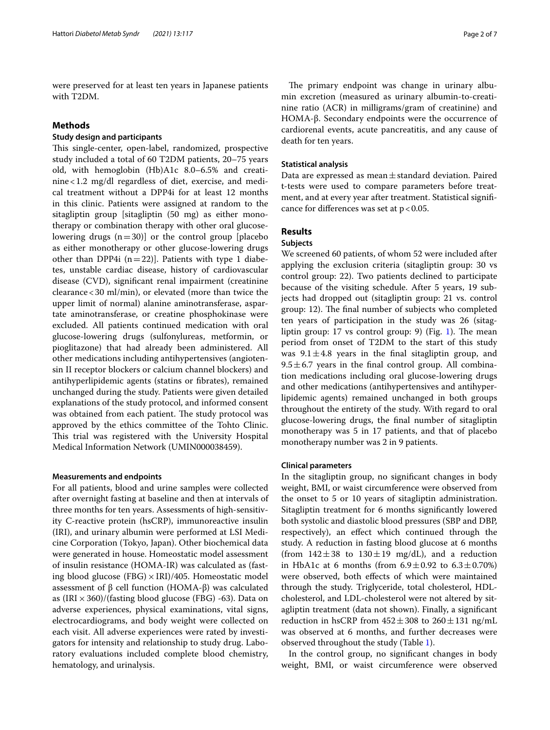were preserved for at least ten years in Japanese patients with T2DM.

## Methods

### Study design and participants

This single-center, open-label, randomized, prospective study included a total of 60 T2DM patients, 20–75 years old, with hemoglobin (Hb)A1c 8.0–6.5% and creatinine < 1.2 mg/dl regardless of diet, exercise, and medical treatment without a DPP4i for at least 12 months in this clinic. Patients were assigned at random to the sitagliptin group [sitagliptin (50 mg) as either monotherapy or combination therapy with other oral glucose-lowering drugs (n = 30)] or the control group [placebo as either monotherapy or other glucose-lowering drugs other than DPP4i (n = 22)]. Patients with type 1 diabetes, unstable cardiac disease, history of cardiovascular disease (CVD), significant renal impairment (creatinine clearance < 30 ml/min), or elevated (more than twice the upper limit of normal) alanine aminotransferase, aspartate aminotransferase, or creatine phosphokinase were excluded. All patients continued medication with oral glucose-lowering drugs (sulfonylureas, metformin, or pioglitazone) that had already been administered. All other medications including antihypertensives (angiotensin II receptor blockers or calcium channel blockers) and antihyperlipidemic agents (statins or fibrates), remained unchanged during the study. Patients were given detailed explanations of the study protocol, and informed consent was obtained from each patient. The study protocol was approved by the ethics committee of the Tohto Clinic. This trial was registered with the University Hospital Medical Information Network (UMIN000038459).

### Measurements and endpoints

For all patients, blood and urine samples were collected after overnight fasting at baseline and then at intervals of three months for ten years. Assessments of high-sensitivity C-reactive protein (hsCRP), immunoreactive insulin (IRI), and urinary albumin were performed at LSI Medicine Corporation (Tokyo, Japan). Other biochemical data were generated in house. Homeostatic model assessment of insulin resistance (HOMA-IR) was calculated as (fasting blood glucose (FBG) × IRI)/405. Homeostatic model assessment of β cell function (HOMA-β) was calculated as (IRI × 360)/(fasting blood glucose (FBG) -63). Data on adverse experiences, physical examinations, vital signs, electrocardiograms, and body weight were collected on each visit. All adverse experiences were rated by investigators for intensity and relationship to study drug. Laboratory evaluations included complete blood chemistry, hematology, and urinalysis.

The primary endpoint was change in urinary albumin excretion (measured as urinary albumin-to-creatinine ratio (ACR) in milligrams/gram of creatinine) and HOMA-β. Secondary endpoints were the occurrence of cardiorenal events, acute pancreatitis, and any cause of death for ten years.

### Statistical analysis

Data are expressed as mean ± standard deviation. Paired t-tests were used to compare parameters before treatment, and at every year after treatment. Statistical significance for differences was set at $p < 0.05$.

## Results

### Subjects

We screened 60 patients, of whom 52 were included after applying the exclusion criteria (sitagliptin group: 30 vs control group: 22). Two patients declined to participate because of the visiting schedule. After 5 years, 19 subjects had dropped out (sitagliptin group: 21 vs. control group: 12). The final number of subjects who completed ten years of participation in the study was 26 (sitagliptin group: 17 vs control group: 9) (Fig. 1). The mean period from onset of T2DM to the start of this study was 9.1 ± 4.8 years in the final sitagliptin group, and 9.5 ± 6.7 years in the final control group. All combination medications including oral glucose-lowering drugs and other medications (antihypertensives and antihyperlipidemic agents) remained unchanged in both groups throughout the entirety of the study. With regard to oral glucose-lowering drugs, the final number of sitagliptin monotherapy was 5 in 17 patients, and that of placebo monotherapy number was 2 in 9 patients.

### Clinical parameters

In the sitagliptin group, no significant changes in body weight, BMI, or waist circumference were observed from the onset to 5 or 10 years of sitagliptin administration. Sitagliptin treatment for 6 months significantly lowered both systolic and diastolic blood pressures (SBP and DBP, respectively), an effect which continued through the study. A reduction in fasting blood glucose at 6 months (from 142 ± 38 to 130 ± 19 mg/dL), and a reduction in HbA1c at 6 months (from 6.9 ± 0.92 to 6.3 ± 0.70%) were observed, both effects of which were maintained through the study. Triglyceride, total cholesterol, HDL-cholesterol, and LDL-cholesterol were not altered by sitagliptin treatment (data not shown). Finally, a significant reduction in hsCRP from 452 ± 308 to 260 ± 131 ng/mL was observed at 6 months, and further decreases were observed throughout the study (Table 1).

In the control group, no significant changes in body weight, BMI, or waist circumference were observed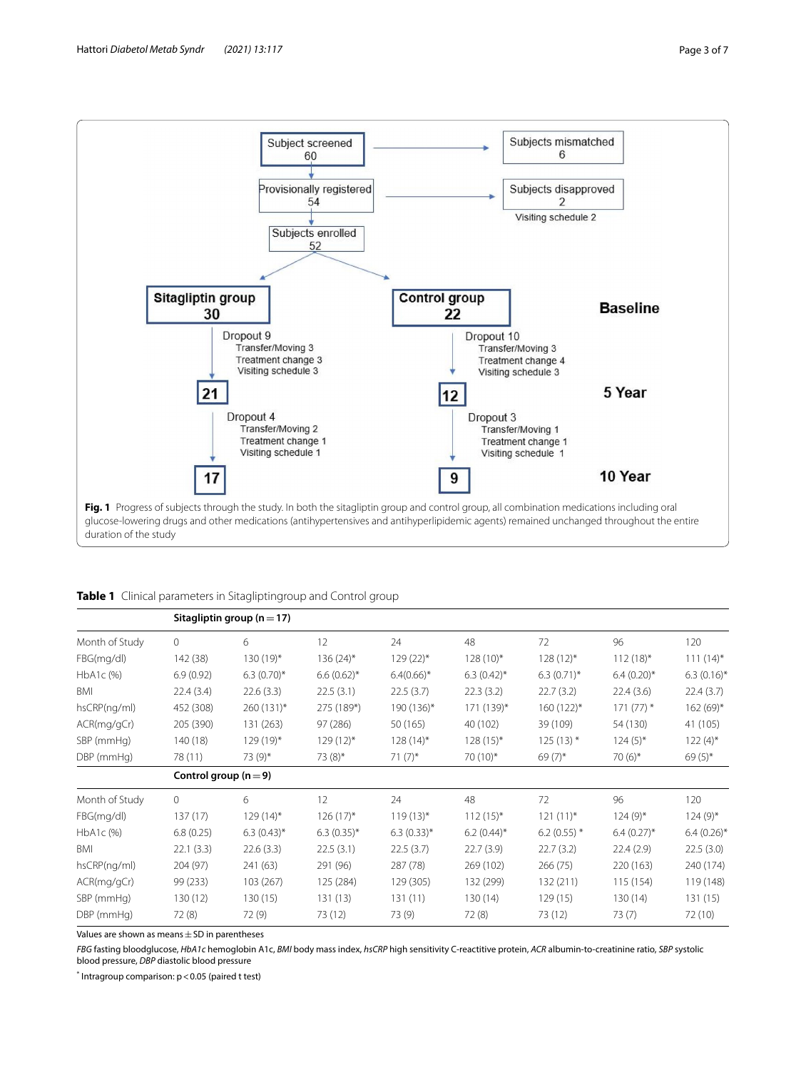Subject screened 60 → Subjects mismatched 6

Provisionally registered 54 → Subjects disapproved 2 (Visiting schedule 2)

Subjects enrolled 52

**Baseline**

**Sitagliptin group 30**

Dropout 9
- Transfer/Moving 3
- Treatment change 3
- Visiting schedule 3

**5 Year**: 21

Dropout 4
- Transfer/Moving 2
- Treatment change 1
- Visiting schedule 1

**10 Year**: 17

**Control group 22**

Dropout 10
- Transfer/Moving 3
- Treatment change 4
- Visiting schedule 3

**5 Year**: 12

Dropout 3
- Transfer/Moving 1
- Treatment change 1
- Visiting schedule 1

**10 Year**: 9

**Fig. 1** Progress of subjects through the study. In both the sitagliptin group and control group, all combination medications including oral glucose-lowering drugs and other medications (antihypertensives and antihyperlipidemic agents) remained unchanged throughout the entire duration of the study

**Table 1** Clinical parameters in Sitagliptingroup and Control group

| | **Sitagliptin group (n = 17)** | | | | | | | |
|---|---|---|---|---|---|---|---|---|
| Month of Study | 0 | 6 | 12 | 24 | 48 | 72 | 96 | 120 |
| FBG(mg/dl) | 142 (38) | 130 (19)* | 136 (24)* | 129 (22)* | 128 (10)* | 128 (12)* | 112 (18)* | 111 (14)* |
| HbA1c (%) | 6.9 (0.92) | 6.3 (0.70)* | 6.6 (0.62)* | 6.4(0.66)* | 6.3 (0.42)* | 6.3 (0.71)* | 6.4 (0.20)* | 6.3 (0.16)* |
| BMI | 22.4 (3.4) | 22.6 (3.3) | 22.5 (3.1) | 22.5 (3.7) | 22.3 (3.2) | 22.7 (3.2) | 22.4 (3.6) | 22.4 (3.7) |
| hsCRP(ng/ml) | 452 (308) | 260 (131)* | 275 (189*) | 190 (136)* | 171 (139)* | 160 (122)* | 171 (77) * | 162 (69)* |
| ACR(mg/gCr) | 205 (390) | 131 (263) | 97 (286) | 50 (165) | 40 (102) | 39 (109) | 54 (130) | 41 (105) |
| SBP (mmHg) | 140 (18) | 129 (19)* | 129 (12)* | 128 (14)* | 128 (15)* | 125 (13) * | 124 (5)* | 122 (4)* |
| DBP (mmHg) | 78 (11) | 73 (9)* | 73 (8)* | 71 (7)* | 70 (10)* | 69 (7)* | 70 (6)* | 69 (5)* |
| | **Control group (n = 9)** | | | | | | | |
| Month of Study | 0 | 6 | 12 | 24 | 48 | 72 | 96 | 120 |
| FBG(mg/dl) | 137 (17) | 129 (14)* | 126 (17)* | 119 (13)* | 112 (15)* | 121 (11)* | 124 (9)* | 124 (9)* |
| HbA1c (%) | 6.8 (0.25) | 6.3 (0.43)* | 6.3 (0.35)* | 6.3 (0.33)* | 6.2 (0.44)* | 6.2 (0.55) * | 6.4 (0.27)* | 6.4 (0.26)* |
| BMI | 22.1 (3.3) | 22.6 (3.3) | 22.5 (3.1) | 22.5 (3.7) | 22.7 (3.9) | 22.7 (3.2) | 22.4 (2.9) | 22.5 (3.0) |
| hsCRP(ng/ml) | 204 (97) | 241 (63) | 291 (96) | 287 (78) | 269 (102) | 266 (75) | 220 (163) | 240 (174) |
| ACR(mg/gCr) | 99 (233) | 103 (267) | 125 (284) | 129 (305) | 132 (299) | 132 (211) | 115 (154) | 119 (148) |
| SBP (mmHg) | 130 (12) | 130 (15) | 131 (13) | 131 (11) | 130 (14) | 129 (15) | 130 (14) | 131 (15) |
| DBP (mmHg) | 72 (8) | 72 (9) | 73 (12) | 73 (9) | 72 (8) | 73 (12) | 73 (7) | 72 (10) |

Values are shown as means ± SD in parentheses

*FBG* fasting bloodglucose, *HbA1c* hemoglobin A1c, *BMI* body mass index, *hsCRP* high sensitivity C-reactitive protein, *ACR* albumin-to-creatinine ratio, *SBP* systolic blood pressure, *DBP* diastolic blood pressure

* Intragroup comparison: $p < 0.05$ (paired t test)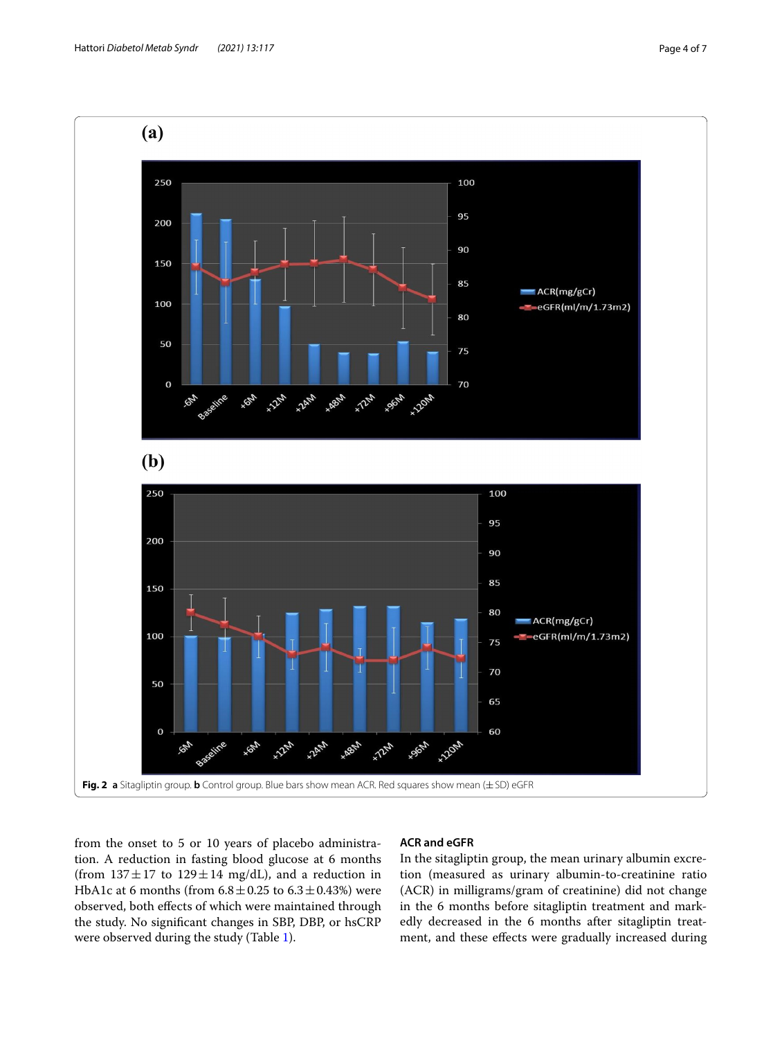**Fig. 2** **a** Sitagliptin group. **b** Control group. Blue bars show mean ACR. Red squares show mean (± SD) eGFR

from the onset to 5 or 10 years of placebo administration. A reduction in fasting blood glucose at 6 months (from 137 ± 17 to 129 ± 14 mg/dL), and a reduction in HbA1c at 6 months (from 6.8 ± 0.25 to 6.3 ± 0.43%) were observed, both effects of which were maintained through the study. No significant changes in SBP, DBP, or hsCRP were observed during the study (Table 1).

### ACR and eGFR

In the sitagliptin group, the mean urinary albumin excretion (measured as urinary albumin-to-creatinine ratio (ACR) in milligrams/gram of creatinine) did not change in the 6 months before sitagliptin treatment and markedly decreased in the 6 months after sitagliptin treatment, and these effects were gradually increased during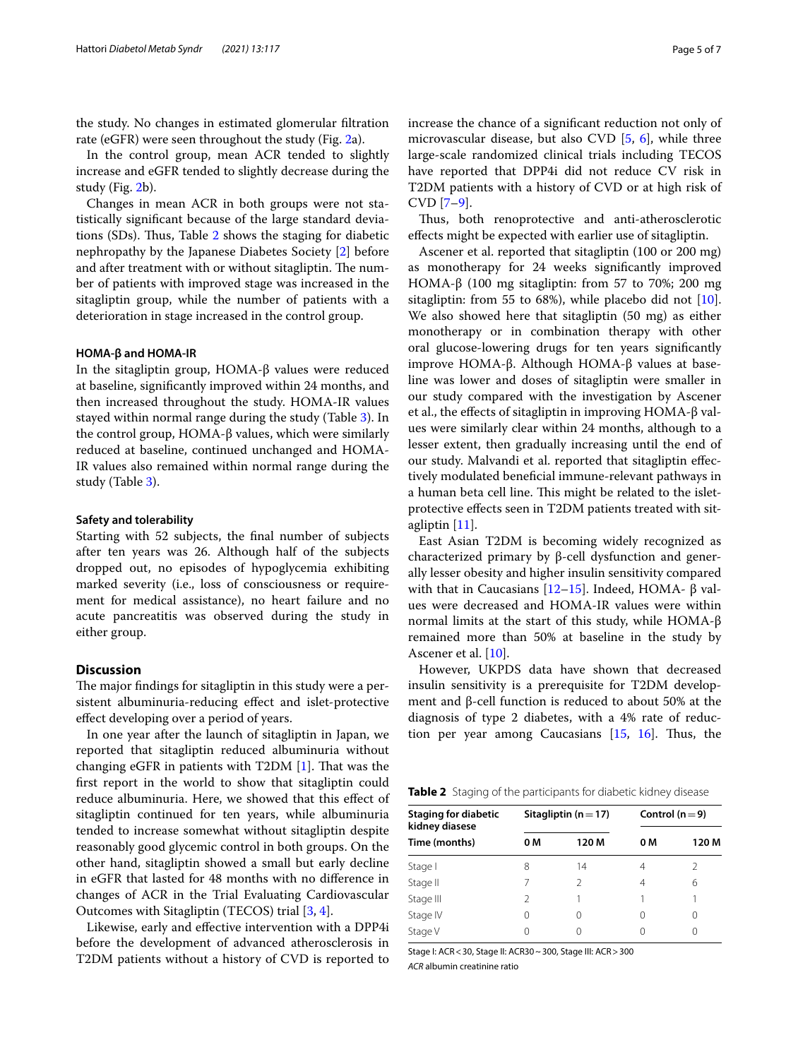the study. No changes in estimated glomerular filtration rate (eGFR) were seen throughout the study (Fig. 2a).

In the control group, mean ACR tended to slightly increase and eGFR tended to slightly decrease during the study (Fig. 2b).

Changes in mean ACR in both groups were not statistically significant because of the large standard deviations (SDs). Thus, Table 2 shows the staging for diabetic nephropathy by the Japanese Diabetes Society [2] before and after treatment with or without sitagliptin. The number of patients with improved stage was increased in the sitagliptin group, while the number of patients with a deterioration in stage increased in the control group.

### HOMA-β and HOMA-IR

In the sitagliptin group, HOMA-β values were reduced at baseline, significantly improved within 24 months, and then increased throughout the study. HOMA-IR values stayed within normal range during the study (Table 3). In the control group, HOMA-β values, which were similarly reduced at baseline, continued unchanged and HOMA-IR values also remained within normal range during the study (Table 3).

### Safety and tolerability

Starting with 52 subjects, the final number of subjects after ten years was 26. Although half of the subjects dropped out, no episodes of hypoglycemia exhibiting marked severity (i.e., loss of consciousness or requirement for medical assistance), no heart failure and no acute pancreatitis was observed during the study in either group.

## Discussion

The major findings for sitagliptin in this study were a persistent albuminuria-reducing effect and islet-protective effect developing over a period of years.

In one year after the launch of sitagliptin in Japan, we reported that sitagliptin reduced albuminuria without changing eGFR in patients with T2DM [1]. That was the first report in the world to show that sitagliptin could reduce albuminuria. Here, we showed that this effect of sitagliptin continued for ten years, while albuminuria tended to increase somewhat without sitagliptin despite reasonably good glycemic control in both groups. On the other hand, sitagliptin showed a small but early decline in eGFR that lasted for 48 months with no difference in changes of ACR in the Trial Evaluating Cardiovascular Outcomes with Sitagliptin (TECOS) trial [3, 4].

Likewise, early and effective intervention with a DPP4i before the development of advanced atherosclerosis in T2DM patients without a history of CVD is reported to increase the chance of a significant reduction not only of microvascular disease, but also CVD [5, 6], while three large-scale randomized clinical trials including TECOS have reported that DPP4i did not reduce CV risk in T2DM patients with a history of CVD or at high risk of CVD [7–9].

Thus, both renoprotective and anti-atherosclerotic effects might be expected with earlier use of sitagliptin.

Ascener et al. reported that sitagliptin (100 or 200 mg) as monotherapy for 24 weeks significantly improved HOMA-β (100 mg sitagliptin: from 57 to 70%; 200 mg sitagliptin: from 55 to 68%), while placebo did not [10]. We also showed here that sitagliptin (50 mg) as either monotherapy or in combination therapy with other oral glucose-lowering drugs for ten years significantly improve HOMA-β. Although HOMA-β values at baseline was lower and doses of sitagliptin were smaller in our study compared with the investigation by Ascener et al., the effects of sitagliptin in improving HOMA-β values were similarly clear within 24 months, although to a lesser extent, then gradually increasing until the end of our study. Malvandi et al. reported that sitagliptin effectively modulated beneficial immune-relevant pathways in a human beta cell line. This might be related to the islet-protective effects seen in T2DM patients treated with sitagliptin [11].

East Asian T2DM is becoming widely recognized as characterized primary by β-cell dysfunction and generally lesser obesity and higher insulin sensitivity compared with that in Caucasians [12–15]. Indeed, HOMA- β values were decreased and HOMA-IR values were within normal limits at the start of this study, while HOMA-β remained more than 50% at baseline in the study by Ascener et al. [10].

However, UKPDS data have shown that decreased insulin sensitivity is a prerequisite for T2DM development and β-cell function is reduced to about 50% at the diagnosis of type 2 diabetes, with a 4% rate of reduction per year among Caucasians [15, 16]. Thus, the

**Table 2** Staging of the participants for diabetic kidney disease

| Staging for diabetic kidney diasese | Sitagliptin (n = 17) | | Control (n = 9) | |
|---|---|---|---|---|
| Time (months) | 0 M | 120 M | 0 M | 120 M |
| Stage I | 8 | 14 | 4 | 2 |
| Stage II | 7 | 2 | 4 | 6 |
| Stage III | 2 | 1 | 1 | 1 |
| Stage IV | 0 | 0 | 0 | 0 |
| Stage V | 0 | 0 | 0 | 0 |

Stage I: ACR < 30, Stage II: ACR30 ~ 300, Stage III: ACR > 300

*ACR* albumin creatinine ratio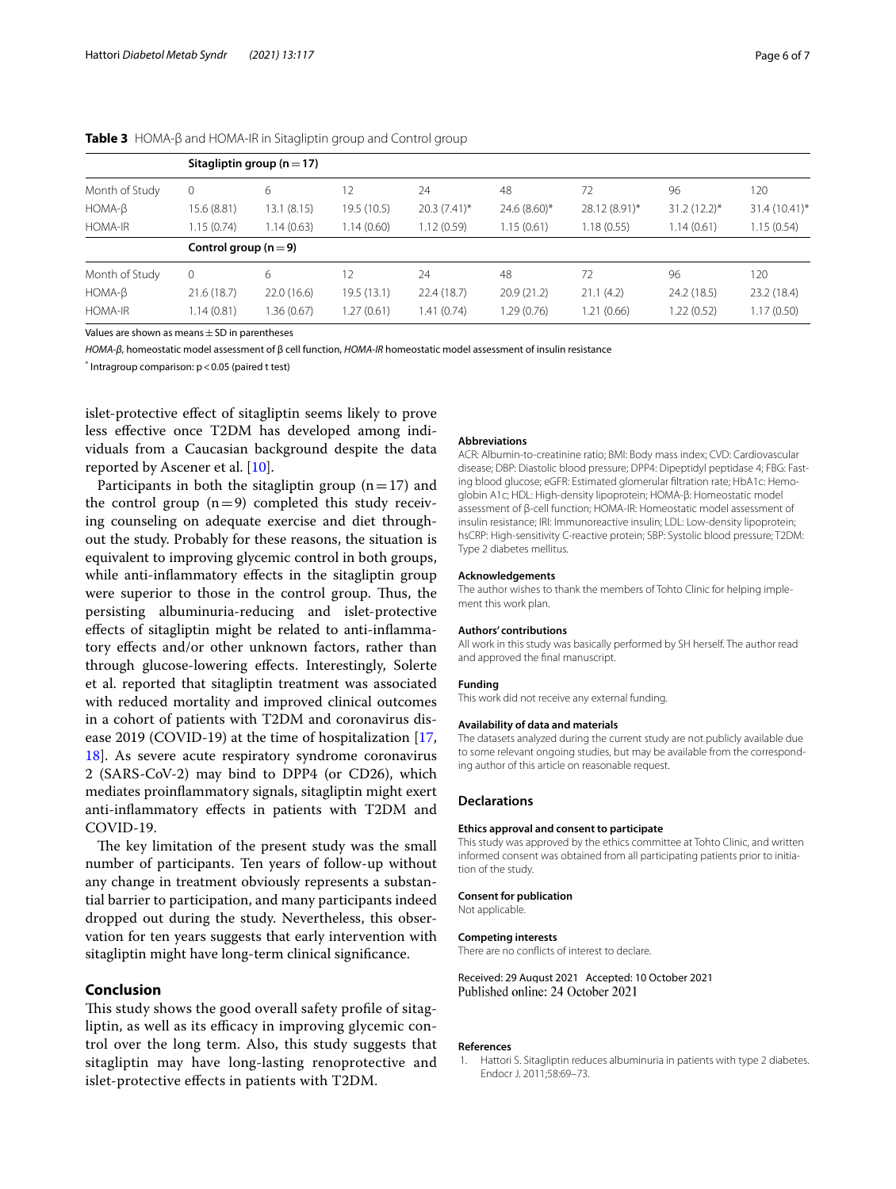**Table 3** HOMA-β and HOMA-IR in Sitagliptin group and Control group

| | Sitagliptin group (n = 17) | | | | | | | |
|---|---|---|---|---|---|---|---|---|
| Month of Study | 0 | 6 | 12 | 24 | 48 | 72 | 96 | 120 |
| HOMA-β | 15.6 (8.81) | 13.1 (8.15) | 19.5 (10.5) | 20.3 (7.41)* | 24.6 (8.60)* | 28.12 (8.91)* | 31.2 (12.2)* | 31.4 (10.41)* |
| HOMA-IR | 1.15 (0.74) | 1.14 (0.63) | 1.14 (0.60) | 1.12 (0.59) | 1.15 (0.61) | 1.18 (0.55) | 1.14 (0.61) | 1.15 (0.54) |
| | **Control group (n = 9)** | | | | | | | |
| Month of Study | 0 | 6 | 12 | 24 | 48 | 72 | 96 | 120 |
| HOMA-β | 21.6 (18.7) | 22.0 (16.6) | 19.5 (13.1) | 22.4 (18.7) | 20.9 (21.2) | 21.1 (4.2) | 24.2 (18.5) | 23.2 (18.4) |
| HOMA-IR | 1.14 (0.81) | 1.36 (0.67) | 1.27 (0.61) | 1.41 (0.74) | 1.29 (0.76) | 1.21 (0.66) | 1.22 (0.52) | 1.17 (0.50) |

Values are shown as means ± SD in parentheses

*HOMA-β*, homeostatic model assessment of β cell function, *HOMA-IR* homeostatic model assessment of insulin resistance

* Intragroup comparison: $p < 0.05$ (paired t test)

islet-protective effect of sitagliptin seems likely to prove less effective once T2DM has developed among individuals from a Caucasian background despite the data reported by Ascener et al. [10].

Participants in both the sitagliptin group (n = 17) and the control group (n = 9) completed this study receiving counseling on adequate exercise and diet throughout the study. Probably for these reasons, the situation is equivalent to improving glycemic control in both groups, while anti-inflammatory effects in the sitagliptin group were superior to those in the control group. Thus, the persisting albuminuria-reducing and islet-protective effects of sitagliptin might be related to anti-inflammatory effects and/or other unknown factors, rather than through glucose-lowering effects. Interestingly, Solerte et al. reported that sitagliptin treatment was associated with reduced mortality and improved clinical outcomes in a cohort of patients with T2DM and coronavirus disease 2019 (COVID-19) at the time of hospitalization [17, 18]. As severe acute respiratory syndrome coronavirus 2 (SARS-CoV-2) may bind to DPP4 (or CD26), which mediates proinflammatory signals, sitagliptin might exert anti-inflammatory effects in patients with T2DM and COVID-19.

The key limitation of the present study was the small number of participants. Ten years of follow-up without any change in treatment obviously represents a substantial barrier to participation, and many participants indeed dropped out during the study. Nevertheless, this observation for ten years suggests that early intervention with sitagliptin might have long-term clinical significance.

## Conclusion

This study shows the good overall safety profile of sitagliptin, as well as its efficacy in improving glycemic control over the long term. Also, this study suggests that sitagliptin may have long-lasting renoprotective and islet-protective effects in patients with T2DM.

#### Abbreviations

ACR: Albumin-to-creatinine ratio; BMI: Body mass index; CVD: Cardiovascular disease; DBP: Diastolic blood pressure; DPP4: Dipeptidyl peptidase 4; FBG: Fasting blood glucose; eGFR: Estimated glomerular filtration rate; HbA1c: Hemoglobin A1c; HDL: High-density lipoprotein; HOMA-β: Homeostatic model assessment of β-cell function; HOMA-IR: Homeostatic model assessment of insulin resistance; IRI: Immunoreactive insulin; LDL: Low-density lipoprotein; hsCRP: High-sensitivity C-reactive protein; SBP: Systolic blood pressure; T2DM: Type 2 diabetes mellitus.

#### Acknowledgements

The author wishes to thank the members of Tohto Clinic for helping implement this work plan.

#### Authors' contributions

All work in this study was basically performed by SH herself. The author read and approved the final manuscript.

#### Funding

This work did not receive any external funding.

#### Availability of data and materials

The datasets analyzed during the current study are not publicly available due to some relevant ongoing studies, but may be available from the corresponding author of this article on reasonable request.

## Declarations

#### Ethics approval and consent to participate

This study was approved by the ethics committee at Tohto Clinic, and written informed consent was obtained from all participating patients prior to initiation of the study.

#### Consent for publication

Not applicable.

#### Competing interests

There are no conflicts of interest to declare.

Received: 29 August 2021 Accepted: 10 October 2021
Published online: 24 October 2021

#### References

1. Hattori S. Sitagliptin reduces albuminuria in patients with type 2 diabetes. Endocr J. 2011;58:69–73.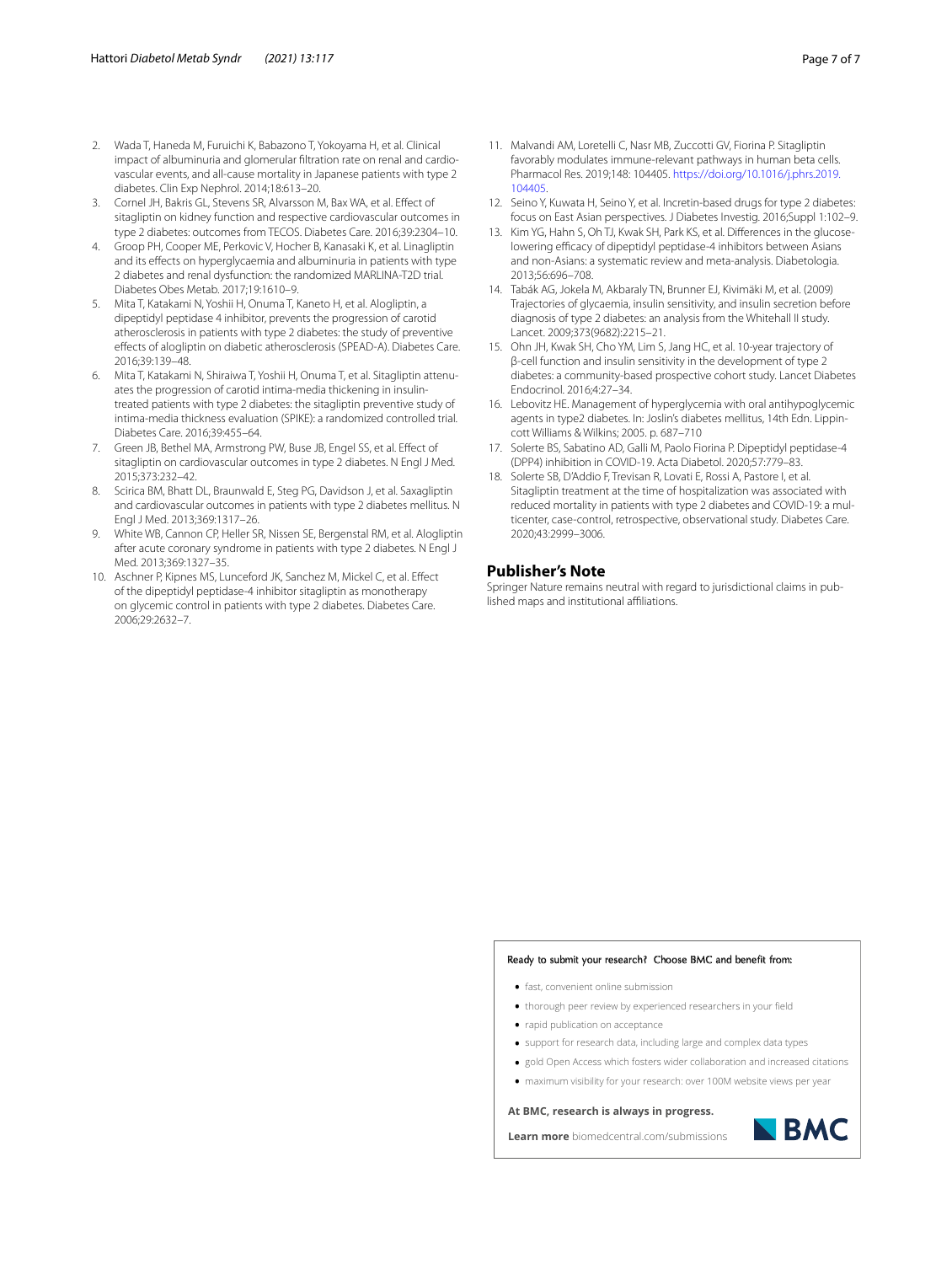2. Wada T, Haneda M, Furuichi K, Babazono T, Yokoyama H, et al. Clinical impact of albuminuria and glomerular filtration rate on renal and cardiovascular events, and all-cause mortality in Japanese patients with type 2 diabetes. Clin Exp Nephrol. 2014;18:613–20.
3. Cornel JH, Bakris GL, Stevens SR, Alvarsson M, Bax WA, et al. Effect of sitagliptin on kidney function and respective cardiovascular outcomes in type 2 diabetes: outcomes from TECOS. Diabetes Care. 2016;39:2304–10.
4. Groop PH, Cooper ME, Perkovic V, Hocher B, Kanasaki K, et al. Linagliptin and its effects on hyperglycaemia and albuminuria in patients with type 2 diabetes and renal dysfunction: the randomized MARLINA-T2D trial. Diabetes Obes Metab. 2017;19:1610–9.
5. Mita T, Katakami N, Yoshii H, Onuma T, Kaneto H, et al. Alogliptin, a dipeptidyl peptidase 4 inhibitor, prevents the progression of carotid atherosclerosis in patients with type 2 diabetes: the study of preventive effects of alogliptin on diabetic atherosclerosis (SPEAD-A). Diabetes Care. 2016;39:139–48.
6. Mita T, Katakami N, Shiraiwa T, Yoshii H, Onuma T, et al. Sitagliptin attenuates the progression of carotid intima-media thickening in insulin-treated patients with type 2 diabetes: the sitagliptin preventive study of intima-media thickness evaluation (SPIKE): a randomized controlled trial. Diabetes Care. 2016;39:455–64.
7. Green JB, Bethel MA, Armstrong PW, Buse JB, Engel SS, et al. Effect of sitagliptin on cardiovascular outcomes in type 2 diabetes. N Engl J Med. 2015;373:232–42.
8. Scirica BM, Bhatt DL, Braunwald E, Steg PG, Davidson J, et al. Saxagliptin and cardiovascular outcomes in patients with type 2 diabetes mellitus. N Engl J Med. 2013;369:1317–26.
9. White WB, Cannon CP, Heller SR, Nissen SE, Bergenstal RM, et al. Alogliptin after acute coronary syndrome in patients with type 2 diabetes. N Engl J Med. 2013;369:1327–35.
10. Aschner P, Kipnes MS, Lunceford JK, Sanchez M, Mickel C, et al. Effect of the dipeptidyl peptidase-4 inhibitor sitagliptin as monotherapy on glycemic control in patients with type 2 diabetes. Diabetes Care. 2006;29:2632–7.
11. Malvandi AM, Loretelli C, Nasr MB, Zuccotti GV, Fiorina P. Sitagliptin favorably modulates immune-relevant pathways in human beta cells. Pharmacol Res. 2019;148: 104405. https://doi.org/10.1016/j.phrs.2019.104405.
12. Seino Y, Kuwata H, Seino Y, et al. Incretin-based drugs for type 2 diabetes: focus on East Asian perspectives. J Diabetes Investig. 2016;Suppl 1:102–9.
13. Kim YG, Hahn S, Oh TJ, Kwak SH, Park KS, et al. Differences in the glucose-lowering efficacy of dipeptidyl peptidase-4 inhibitors between Asians and non-Asians: a systematic review and meta-analysis. Diabetologia. 2013;56:696–708.
14. Tabák AG, Jokela M, Akbaraly TN, Brunner EJ, Kivimäki M, et al. (2009) Trajectories of glycaemia, insulin sensitivity, and insulin secretion before diagnosis of type 2 diabetes: an analysis from the Whitehall II study. Lancet. 2009;373(9682):2215–21.
15. Ohn JH, Kwak SH, Cho YM, Lim S, Jang HC, et al. 10-year trajectory of β-cell function and insulin sensitivity in the development of type 2 diabetes: a community-based prospective cohort study. Lancet Diabetes Endocrinol. 2016;4:27–34.
16. Lebovitz HE. Management of hyperglycemia with oral antihypoglycemic agents in type2 diabetes. In: Joslin's diabetes mellitus, 14th Edn. Lippincott Williams & Wilkins; 2005. p. 687–710
17. Solerte BS, Sabatino AD, Galli M, Paolo Fiorina P. Dipeptidyl peptidase-4 (DPP4) inhibition in COVID-19. Acta Diabetol. 2020;57:779–83.
18. Solerte SB, D'Addio F, Trevisan R, Lovati E, Rossi A, Pastore I, et al. Sitagliptin treatment at the time of hospitalization was associated with reduced mortality in patients with type 2 diabetes and COVID-19: a multicenter, case-control, retrospective, observational study. Diabetes Care. 2020;43:2999–3006.

## Publisher's Note

Springer Nature remains neutral with regard to jurisdictional claims in published maps and institutional affiliations.

Ready to submit your research? Choose BMC and benefit from:

- fast, convenient online submission
- thorough peer review by experienced researchers in your field
- rapid publication on acceptance
- support for research data, including large and complex data types
- gold Open Access which fosters wider collaboration and increased citations
- maximum visibility for your research: over 100M website views per year

**At BMC, research is always in progress.**

**Learn more** biomedcentral.com/submissions

BMC